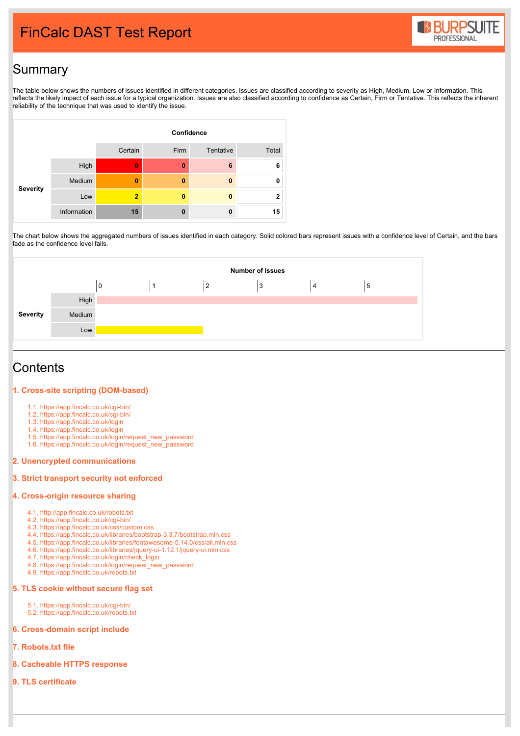# FinCalc DAST Test Report

## Summary

The table below shows the numbers of issues identified in different categories. Issues are classified according to severity as High, Medium, Low or Information. This reflects the likely impact of each issue for a typical organization. Issues are also classified according to confidence as Certain, Firm or Tentative. This reflects the inherent reliability of the technique that was used to identify the issue.

| | | Confidence | | | |
|---|---|---|---|---|---|
| | | Certain | Firm | Tentative | Total |
| Severity | High | 0 | 0 | 6 | 6 |
| | Medium | 0 | 0 | 0 | 0 |
| | Low | 2 | 0 | 0 | 2 |
| | Information | 15 | 0 | 0 | 15 |

The chart below shows the aggregated numbers of issues identified in each category. Solid colored bars represent issues with a confidence level of Certain, and the bars fade as the confidence level falls.

| Severity | Number of issues |
|---|---|
| High | 6 |
| Medium | 0 |
| Low | 2 |

## Contents

**1. Cross-site scripting (DOM-based)**

- 1.1. https://app.fincalc.co.uk/cgi-bin/
- 1.2. https://app.fincalc.co.uk/cgi-bin/
- 1.3. https://app.fincalc.co.uk/login
- 1.4. https://app.fincalc.co.uk/login
- 1.5. https://app.fincalc.co.uk/login/request_new_password
- 1.6. https://app.fincalc.co.uk/login/request_new_password

**2. Unencrypted communications**

**3. Strict transport security not enforced**

**4. Cross-origin resource sharing**

- 4.1. http://app.fincalc.co.uk/robots.txt
- 4.2. https://app.fincalc.co.uk/cgi-bin/
- 4.3. https://app.fincalc.co.uk/css/custom.css
- 4.4. https://app.fincalc.co.uk/libraries/bootstrap-3.3.7/bootstrap.min.css
- 4.5. https://app.fincalc.co.uk/libraries/fontawesome-5.14.0/css/all.min.css
- 4.6. https://app.fincalc.co.uk/libraries/jquery-ui-1.12.1/jquery-ui.min.css
- 4.7. https://app.fincalc.co.uk/login/check_login
- 4.8. https://app.fincalc.co.uk/login/request_new_password
- 4.9. https://app.fincalc.co.uk/robots.txt

**5. TLS cookie without secure flag set**

- 5.1. https://app.fincalc.co.uk/cgi-bin/
- 5.2. https://app.fincalc.co.uk/robots.txt

**6. Cross-domain script include**

**7. Robots.txt file**

**8. Cacheable HTTPS response**

**9. TLS certificate**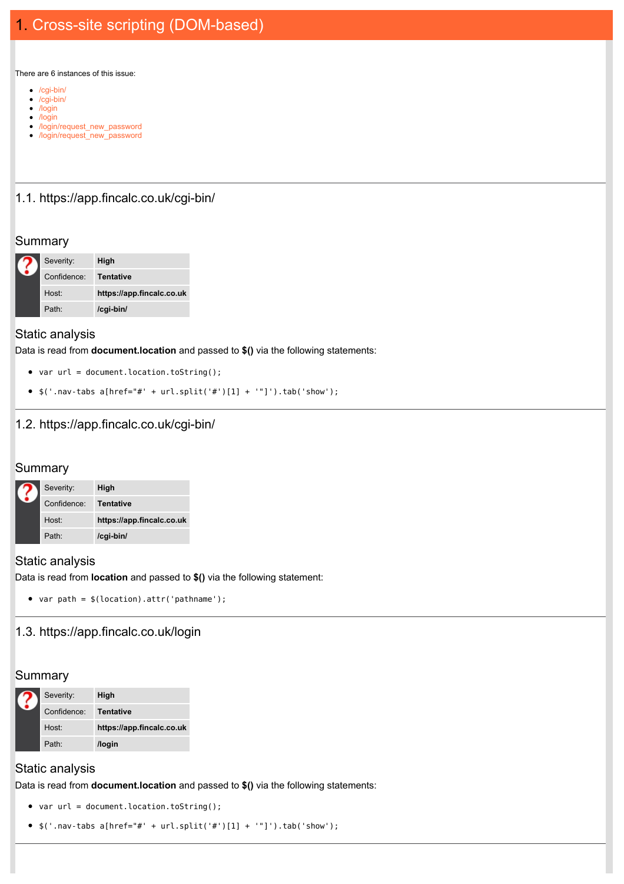# 1. Cross-site scripting (DOM-based)

There are 6 instances of this issue:

- /cgi-bin/
- /cgi-bin/
- /login
- /login
- /login/request_new_password
- /login/request_new_password

## 1.1. https://app.fincalc.co.uk/cgi-bin/

### Summary

| | |
|---|---|
| Severity: | **High** |
| Confidence: | **Tentative** |
| Host: | **https://app.fincalc.co.uk** |
| Path: | **/cgi-bin/** |

### Static analysis

Data is read from **document.location** and passed to **$()** via the following statements:

- `var url = document.location.toString();`
- `$('.nav-tabs a[href="#' + url.split('#')[1] + '"]').tab('show');`

## 1.2. https://app.fincalc.co.uk/cgi-bin/

### Summary

| | |
|---|---|
| Severity: | **High** |
| Confidence: | **Tentative** |
| Host: | **https://app.fincalc.co.uk** |
| Path: | **/cgi-bin/** |

### Static analysis

Data is read from **location** and passed to **$()** via the following statement:

- `var path = $(location).attr('pathname');`

## 1.3. https://app.fincalc.co.uk/login

### Summary

| | |
|---|---|
| Severity: | **High** |
| Confidence: | **Tentative** |
| Host: | **https://app.fincalc.co.uk** |
| Path: | **/login** |

### Static analysis

Data is read from **document.location** and passed to **$()** via the following statements:

- `var url = document.location.toString();`
- `$('.nav-tabs a[href="#' + url.split('#')[1] + '"]').tab('show');`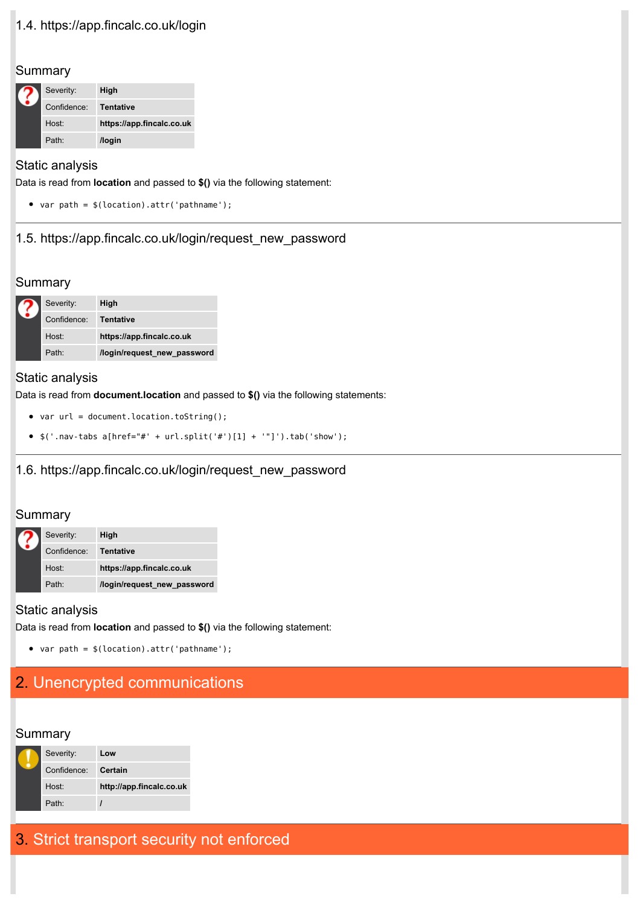### 1.4. https://app.fincalc.co.uk/login

#### Summary

| | |
|---|---|
| Severity: | **High** |
| Confidence: | **Tentative** |
| Host: | **https://app.fincalc.co.uk** |
| Path: | **/login** |

#### Static analysis

Data is read from **location** and passed to **$()** via the following statement:

- `var path = $(location).attr('pathname');`

### 1.5. https://app.fincalc.co.uk/login/request_new_password

#### Summary

| | |
|---|---|
| Severity: | **High** |
| Confidence: | **Tentative** |
| Host: | **https://app.fincalc.co.uk** |
| Path: | **/login/request_new_password** |

#### Static analysis

Data is read from **document.location** and passed to **$()** via the following statements:

- `var url = document.location.toString();`
- `$('.nav-tabs a[href="#' + url.split('#')[1] + '"]').tab('show');`

### 1.6. https://app.fincalc.co.uk/login/request_new_password

#### Summary

| | |
|---|---|
| Severity: | **High** |
| Confidence: | **Tentative** |
| Host: | **https://app.fincalc.co.uk** |
| Path: | **/login/request_new_password** |

#### Static analysis

Data is read from **location** and passed to **$()** via the following statement:

- `var path = $(location).attr('pathname');`

## 2. Unencrypted communications

#### Summary

| | |
|---|---|
| Severity: | **Low** |
| Confidence: | **Certain** |
| Host: | **http://app.fincalc.co.uk** |
| Path: | **/** |

## 3. Strict transport security not enforced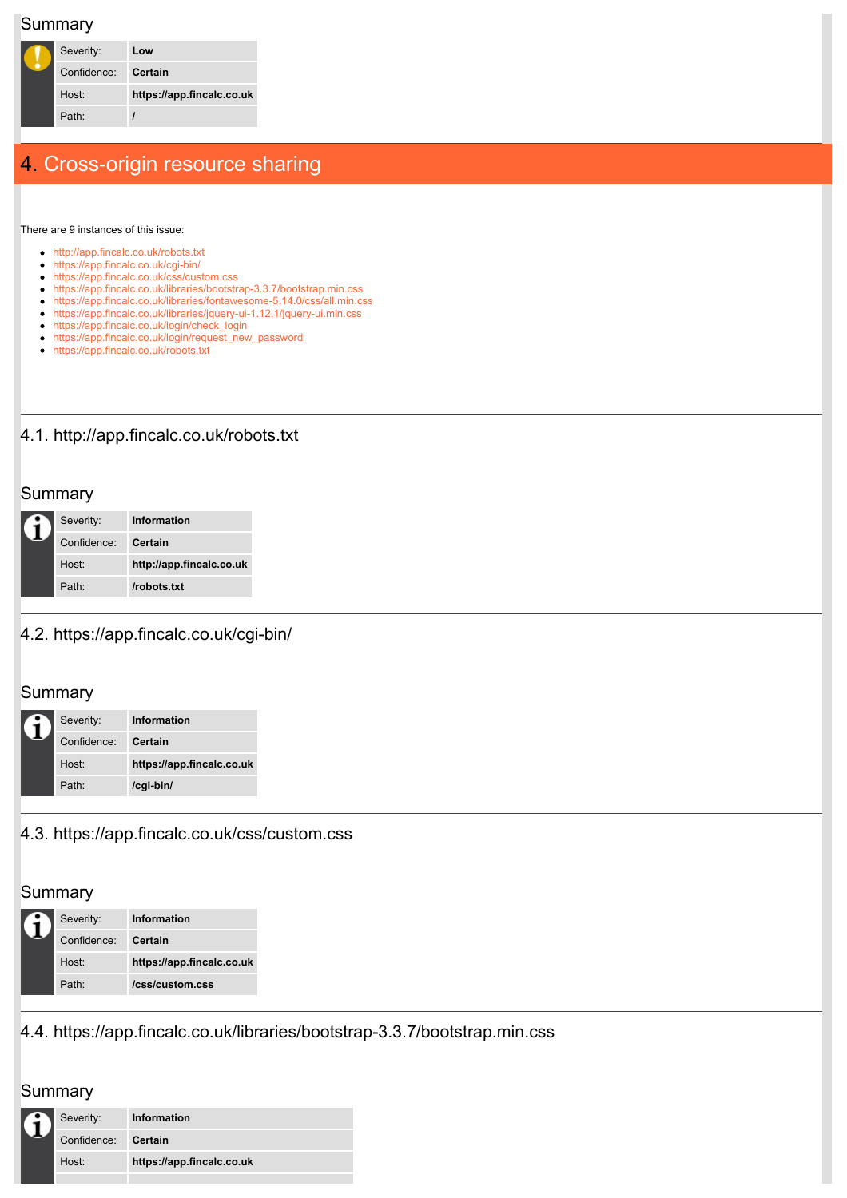## Summary

| Severity: | **Low** |
|---|---|
| Confidence: | **Certain** |
| Host: | **https://app.fincalc.co.uk** |
| Path: | **/** |

# 4. Cross-origin resource sharing

There are 9 instances of this issue:

- http://app.fincalc.co.uk/robots.txt
- https://app.fincalc.co.uk/cgi-bin/
- https://app.fincalc.co.uk/css/custom.css
- https://app.fincalc.co.uk/libraries/bootstrap-3.3.7/bootstrap.min.css
- https://app.fincalc.co.uk/libraries/fontawesome-5.14.0/css/all.min.css
- https://app.fincalc.co.uk/libraries/jquery-ui-1.12.1/jquery-ui.min.css
- https://app.fincalc.co.uk/login/check_login
- https://app.fincalc.co.uk/login/request_new_password
- https://app.fincalc.co.uk/robots.txt

### 4.1. http://app.fincalc.co.uk/robots.txt

## Summary

| Severity: | **Information** |
|---|---|
| Confidence: | **Certain** |
| Host: | **http://app.fincalc.co.uk** |
| Path: | **/robots.txt** |

### 4.2. https://app.fincalc.co.uk/cgi-bin/

## Summary

| Severity: | **Information** |
|---|---|
| Confidence: | **Certain** |
| Host: | **https://app.fincalc.co.uk** |
| Path: | **/cgi-bin/** |

### 4.3. https://app.fincalc.co.uk/css/custom.css

## Summary

| Severity: | **Information** |
|---|---|
| Confidence: | **Certain** |
| Host: | **https://app.fincalc.co.uk** |
| Path: | **/css/custom.css** |

### 4.4. https://app.fincalc.co.uk/libraries/bootstrap-3.3.7/bootstrap.min.css

## Summary

| Severity: | **Information** |
|---|---|
| Confidence: | **Certain** |
| Host: | **https://app.fincalc.co.uk** |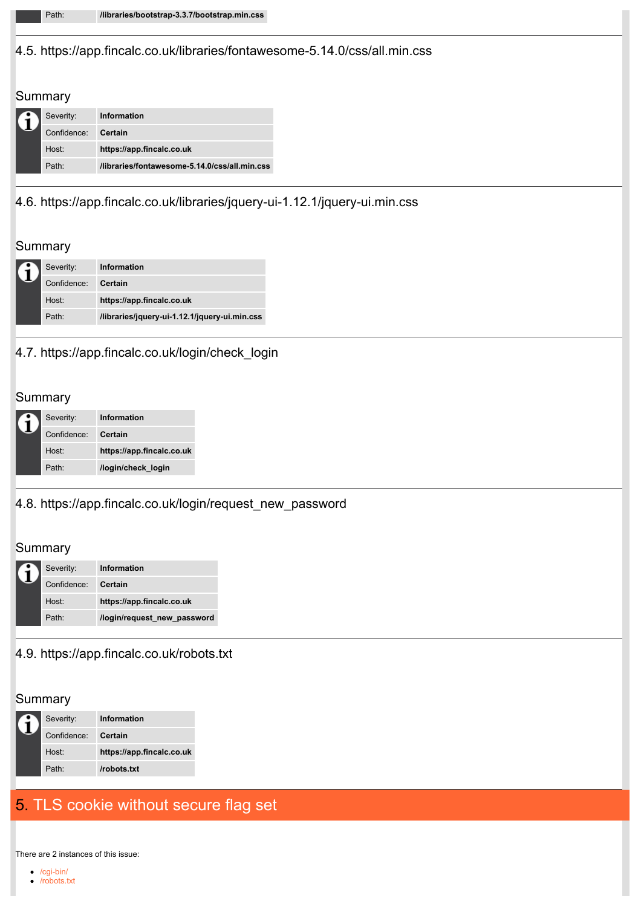| | |
|---|---|
| Path: | **/libraries/bootstrap-3.3.7/bootstrap.min.css** |

### 4.5. https://app.fincalc.co.uk/libraries/fontawesome-5.14.0/css/all.min.css

#### Summary

| | |
|---|---|
| Severity: | **Information** |
| Confidence: | **Certain** |
| Host: | **https://app.fincalc.co.uk** |
| Path: | **/libraries/fontawesome-5.14.0/css/all.min.css** |

### 4.6. https://app.fincalc.co.uk/libraries/jquery-ui-1.12.1/jquery-ui.min.css

#### Summary

| | |
|---|---|
| Severity: | **Information** |
| Confidence: | **Certain** |
| Host: | **https://app.fincalc.co.uk** |
| Path: | **/libraries/jquery-ui-1.12.1/jquery-ui.min.css** |

### 4.7. https://app.fincalc.co.uk/login/check_login

#### Summary

| | |
|---|---|
| Severity: | **Information** |
| Confidence: | **Certain** |
| Host: | **https://app.fincalc.co.uk** |
| Path: | **/login/check_login** |

### 4.8. https://app.fincalc.co.uk/login/request_new_password

#### Summary

| | |
|---|---|
| Severity: | **Information** |
| Confidence: | **Certain** |
| Host: | **https://app.fincalc.co.uk** |
| Path: | **/login/request_new_password** |

### 4.9. https://app.fincalc.co.uk/robots.txt

#### Summary

| | |
|---|---|
| Severity: | **Information** |
| Confidence: | **Certain** |
| Host: | **https://app.fincalc.co.uk** |
| Path: | **/robots.txt** |

## 5. TLS cookie without secure flag set

There are 2 instances of this issue:

- /cgi-bin/
- /robots.txt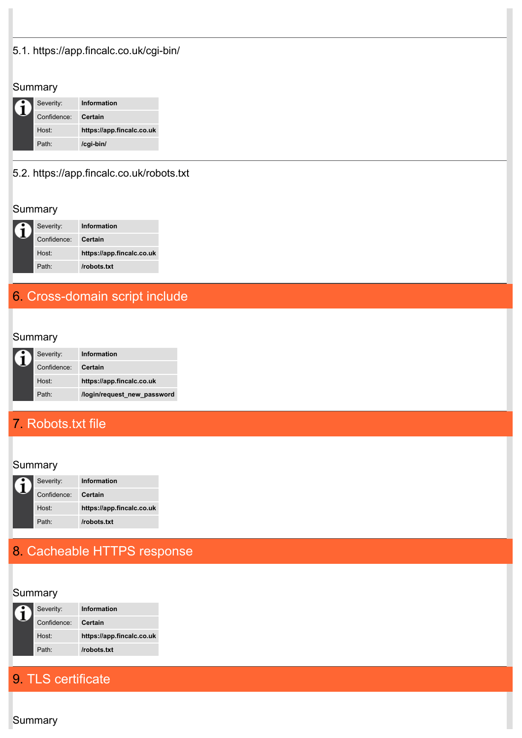### 5.1. https://app.fincalc.co.uk/cgi-bin/

#### Summary

| | |
|---|---|
| Severity: | **Information** |
| Confidence: | **Certain** |
| Host: | **https://app.fincalc.co.uk** |
| Path: | **/cgi-bin/** |

### 5.2. https://app.fincalc.co.uk/robots.txt

#### Summary

| | |
|---|---|
| Severity: | **Information** |
| Confidence: | **Certain** |
| Host: | **https://app.fincalc.co.uk** |
| Path: | **/robots.txt** |

## 6. Cross-domain script include

#### Summary

| | |
|---|---|
| Severity: | **Information** |
| Confidence: | **Certain** |
| Host: | **https://app.fincalc.co.uk** |
| Path: | **/login/request_new_password** |

## 7. Robots.txt file

#### Summary

| | |
|---|---|
| Severity: | **Information** |
| Confidence: | **Certain** |
| Host: | **https://app.fincalc.co.uk** |
| Path: | **/robots.txt** |

## 8. Cacheable HTTPS response

#### Summary

| | |
|---|---|
| Severity: | **Information** |
| Confidence: | **Certain** |
| Host: | **https://app.fincalc.co.uk** |
| Path: | **/robots.txt** |

## 9. TLS certificate

#### Summary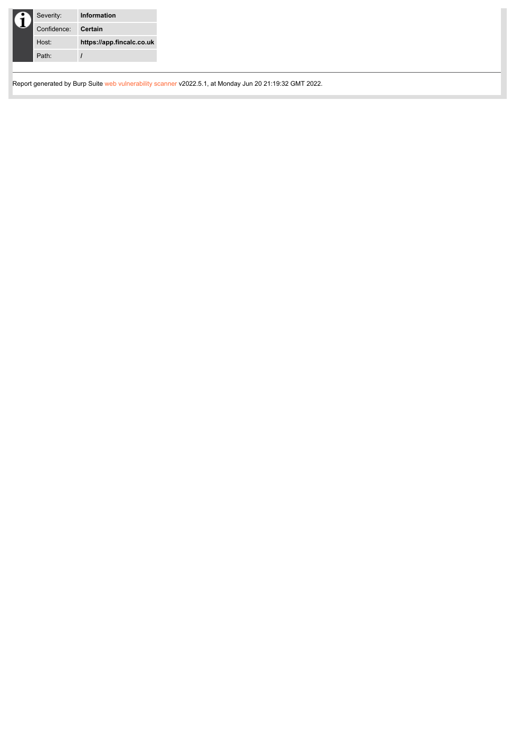| | |
|---|---|
| Severity: | **Information** |
| Confidence: | **Certain** |
| Host: | **https://app.fincalc.co.uk** |
| Path: | / |

---

Report generated by Burp Suite web vulnerability scanner v2022.5.1, at Monday Jun 20 21:19:32 GMT 2022.